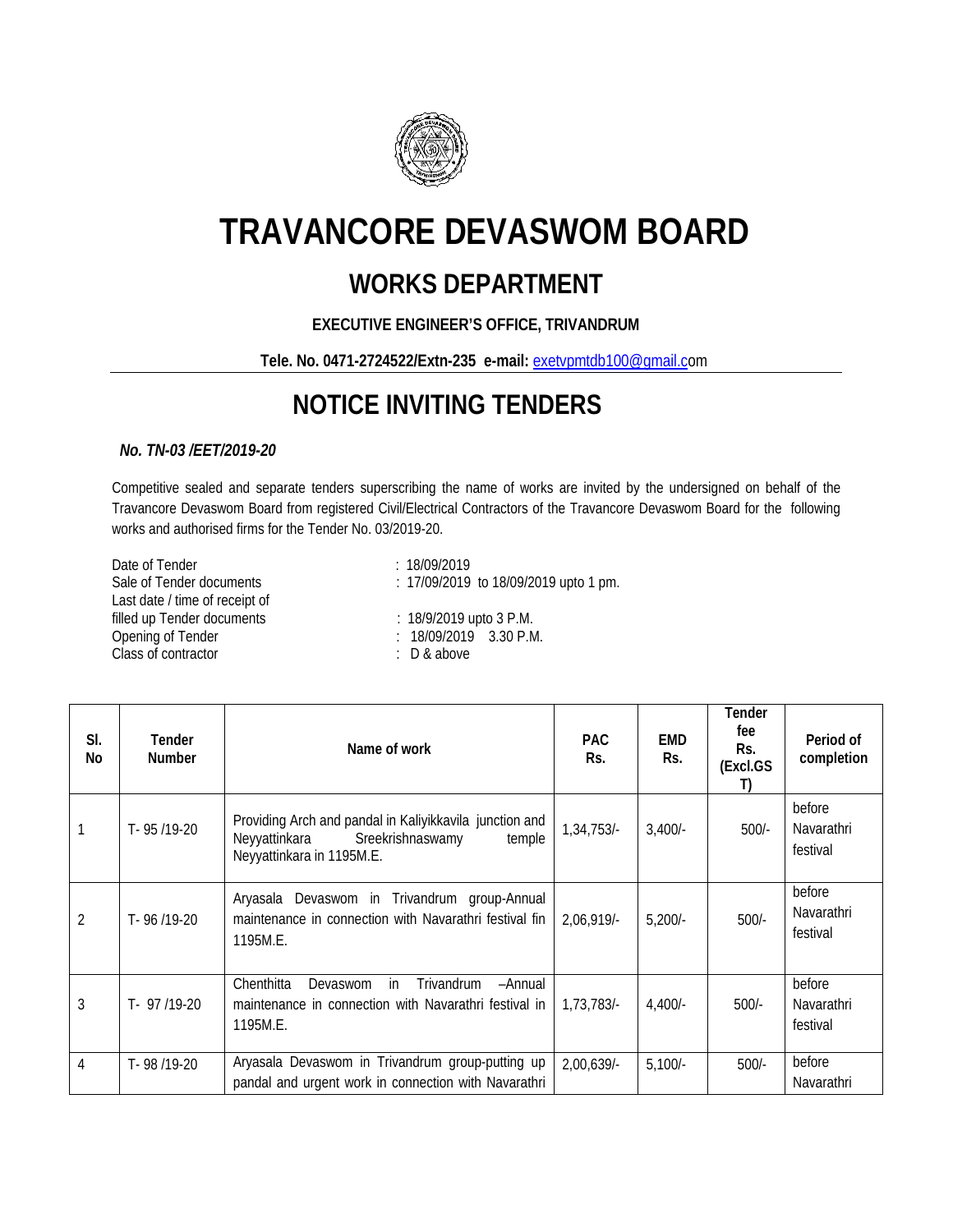// TRAVANCORE DEVASWOM BOARD

## WORKS DEPARTMENT

**EXECUTIVE ENGINEER'S OFFICE, TRIVANDRUM**

**Tele. No. 0471-2724522/Extn-235 e-mail:** exetvpmtdb100@gmail.com

# NOTICE INVITING TENDERS

***No. TN-03 /EET/2019-20***

Competitive sealed and separate tenders superscribing the name of works are invited by the undersigned on behalf of the Travancore Devaswom Board from registered Civil/Electrical Contractors of the Travancore Devaswom Board for the following works and authorised firms for the Tender No. 03/2019-20.

| | |
|---|---|
| Date of Tender | : 18/09/2019 |
| Sale of Tender documents | : 17/09/2019 to 18/09/2019 upto 1 pm. |
| Last date / time of receipt of filled up Tender documents | : 18/9/2019 upto 3 P.M. |
| Opening of Tender | : 18/09/2019 3.30 P.M. |
| Class of contractor | : D & above |

| Sl. No | Tender Number | Name of work | PAC Rs. | EMD Rs. | Tender fee Rs. (Excl.GST) | Period of completion |
|---|---|---|---|---|---|---|
| 1 | T- 95 /19-20 | Providing Arch and pandal in Kaliyikkavila junction and Neyyattinkara Sreekrishnaswamy temple Neyyattinkara in 1195M.E. | 1,34,753/- | 3,400/- | 500/- | before Navarathri festival |
| 2 | T- 96 /19-20 | Aryasala Devaswom in Trivandrum group-Annual maintenance in connection with Navarathri festival fin 1195M.E. | 2,06,919/- | 5,200/- | 500/- | before Navarathri festival |
| 3 | T- 97 /19-20 | Chenthitta Devaswom in Trivandrum –Annual maintenance in connection with Navarathri festival in 1195M.E. | 1,73,783/- | 4,400/- | 500/- | before Navarathri festival |
| 4 | T- 98 /19-20 | Aryasala Devaswom in Trivandrum group-putting up pandal and urgent work in connection with Navarathri | 2,00,639/- | 5,100/- | 500/- | before Navarathri |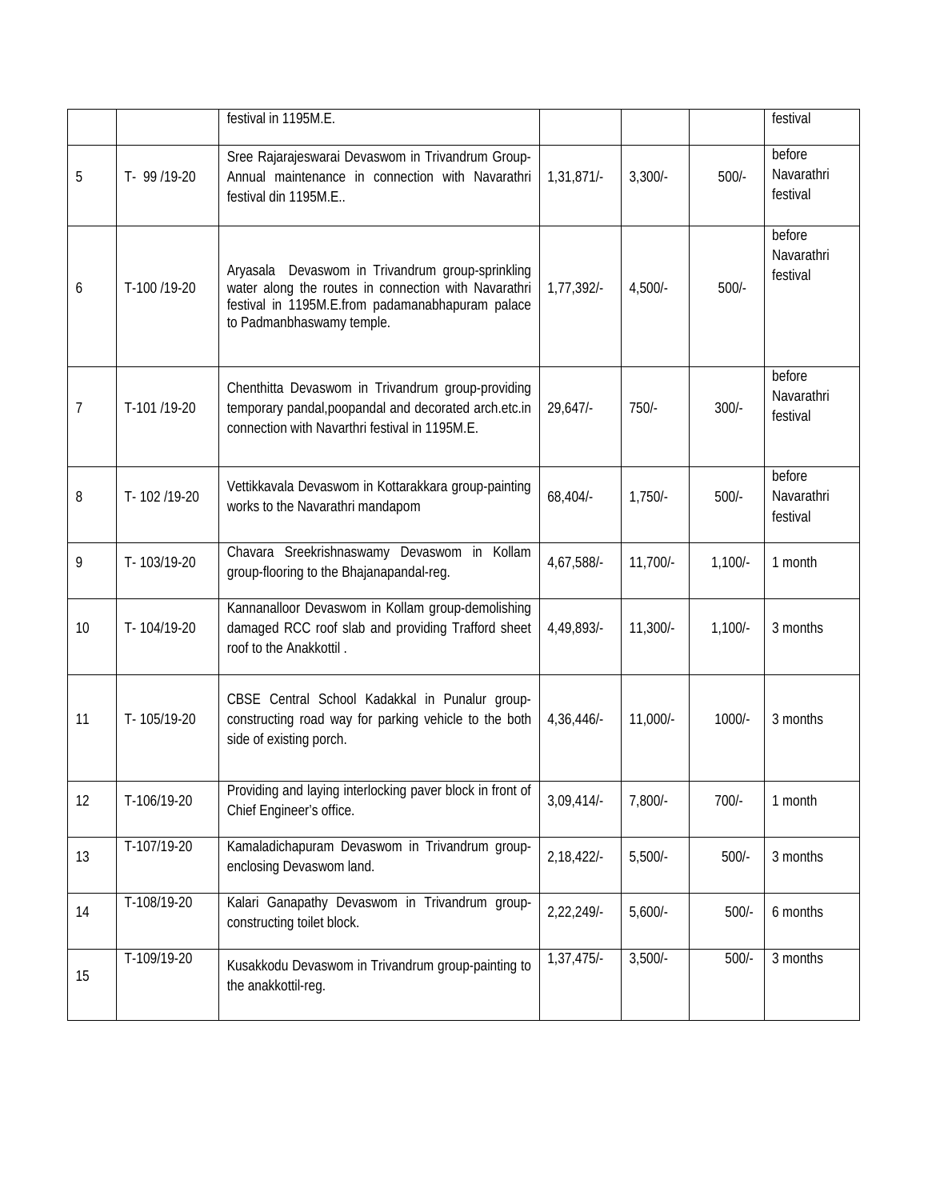|  |  |  |  |  |  |  |
|---|---|---|---|---|---|---|
|  |  | festival in 1195M.E. |  |  |  | festival |
| 5 | T- 99 /19-20 | Sree Rajarajeswarai Devaswom in Trivandrum Group-Annual maintenance in connection with Navarathri festival din 1195M.E.. | 1,31,871/- | 3,300/- | 500/- | before Navarathri festival |
| 6 | T-100 /19-20 | Aryasala Devaswom in Trivandrum group-sprinkling water along the routes in connection with Navarathri festival in 1195M.E.from padamanabhapuram palace to Padmanbhaswamy temple. | 1,77,392/- | 4,500/- | 500/- | before Navarathri festival |
| 7 | T-101 /19-20 | Chenthitta Devaswom in Trivandrum group-providing temporary pandal,poopandal and decorated arch.etc.in connection with Navarthri festival in 1195M.E. | 29,647/- | 750/- | 300/- | before Navarathri festival |
| 8 | T- 102 /19-20 | Vettikkavala Devaswom in Kottarakkara group-painting works to the Navarathri mandapom | 68,404/- | 1,750/- | 500/- | before Navarathri festival |
| 9 | T- 103/19-20 | Chavara Sreekrishnaswamy Devaswom in Kollam group-flooring to the Bhajanapandal-reg. | 4,67,588/- | 11,700/- | 1,100/- | 1 month |
| 10 | T- 104/19-20 | Kannanalloor Devaswom in Kollam group-demolishing damaged RCC roof slab and providing Trafford sheet roof to the Anakkottil . | 4,49,893/- | 11,300/- | 1,100/- | 3 months |
| 11 | T- 105/19-20 | CBSE Central School Kadakkal in Punalur group-constructing road way for parking vehicle to the both side of existing porch. | 4,36,446/- | 11,000/- | 1000/- | 3 months |
| 12 | T-106/19-20 | Providing and laying interlocking paver block in front of Chief Engineer's office. | 3,09,414/- | 7,800/- | 700/- | 1 month |
| 13 | T-107/19-20 | Kamaladichapuram Devaswom in Trivandrum group-enclosing Devaswom land. | 2,18,422/- | 5,500/- | 500/- | 3 months |
| 14 | T-108/19-20 | Kalari Ganapathy Devaswom in Trivandrum group-constructing toilet block. | 2,22,249/- | 5,600/- | 500/- | 6 months |
| 15 | T-109/19-20 | Kusakkodu Devaswom in Trivandrum group-painting to the anakkottil-reg. | 1,37,475/- | 3,500/- | 500/- | 3 months |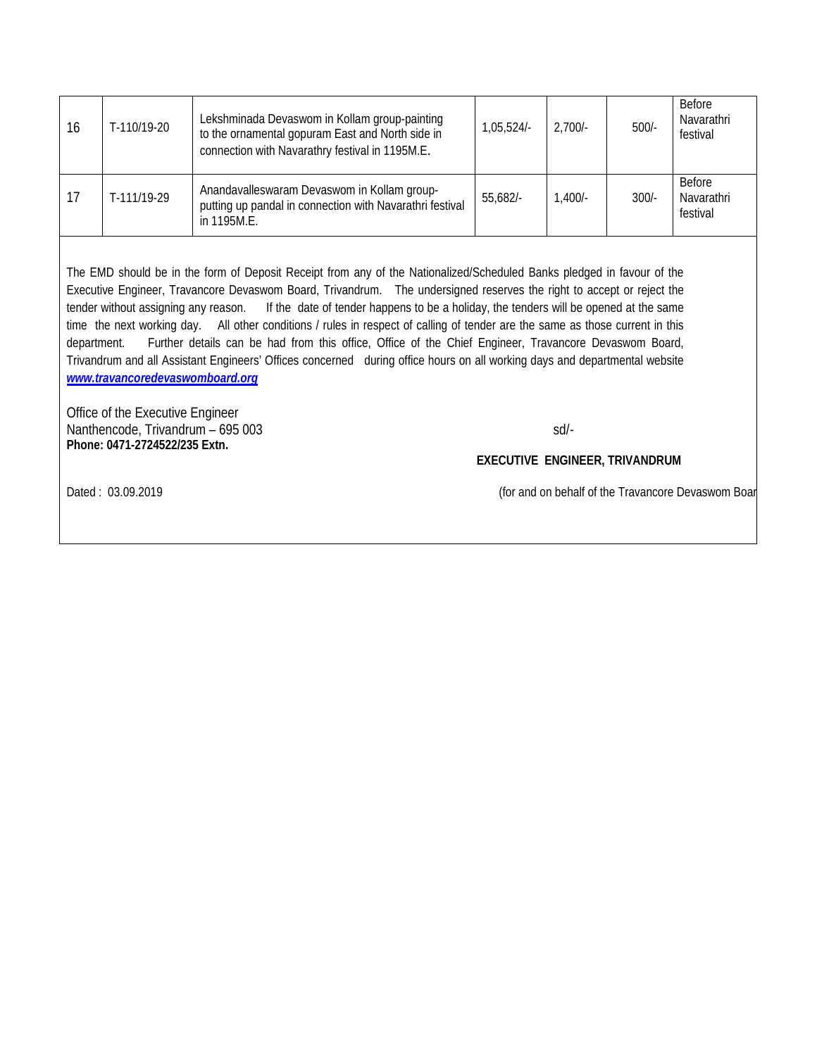| | | | | | | |
|---|---|---|---|---|---|---|
| 16 | T-110/19-20 | Lekshminada Devaswom in Kollam group-painting to the ornamental gopuram East and North side in connection with Navarathry festival in 1195M.E. | 1,05,524/- | 2,700/- | 500/- | Before Navarathri festival |
| 17 | T-111/19-29 | Anandavalleswaram Devaswom in Kollam group-putting up pandal in connection with Navarathri festival in 1195M.E. | 55,682/- | 1,400/- | 300/- | Before Navarathri festival |

The EMD should be in the form of Deposit Receipt from any of the Nationalized/Scheduled Banks pledged in favour of the Executive Engineer, Travancore Devaswom Board, Trivandrum. The undersigned reserves the right to accept or reject the tender without assigning any reason. If the date of tender happens to be a holiday, the tenders will be opened at the same time the next working day. All other conditions / rules in respect of calling of tender are the same as those current in this department. Further details can be had from this office, Office of the Chief Engineer, Travancore Devaswom Board, Trivandrum and all Assistant Engineers' Offices concerned during office hours on all working days and departmental website ***www.travancoredevaswomboard.org***

Office of the Executive Engineer
Nanthencode, Trivandrum – 695 003
**Phone: 0471-2724522/235 Extn.**

sd/-

**EXECUTIVE ENGINEER, TRIVANDRUM**

Dated : 03.09.2019

(for and on behalf of the Travancore Devaswom Boar